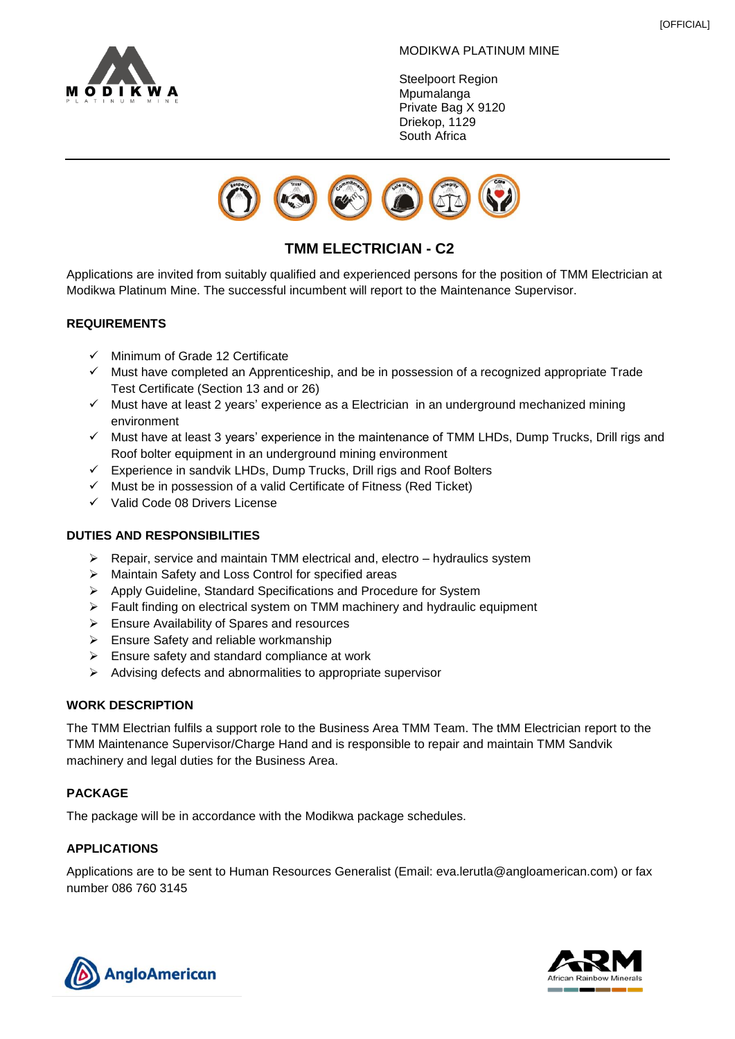[OFFICIAL]

MODIKWA PLATINUM MINE

Steelpoort Region
Mpumalanga
Private Bag X 9120
Driekop, 1129
South Africa

# TMM ELECTRICIAN - C2

Applications are invited from suitably qualified and experienced persons for the position of TMM Electrician at Modikwa Platinum Mine. The successful incumbent will report to the Maintenance Supervisor.

## REQUIREMENTS

- ✓ Minimum of Grade 12 Certificate
- ✓ Must have completed an Apprenticeship, and be in possession of a recognized appropriate Trade Test Certificate (Section 13 and or 26)
- ✓ Must have at least 2 years' experience as a Electrician in an underground mechanized mining environment
- ✓ Must have at least 3 years' experience in the maintenance of TMM LHDs, Dump Trucks, Drill rigs and Roof bolter equipment in an underground mining environment
- ✓ Experience in sandvik LHDs, Dump Trucks, Drill rigs and Roof Bolters
- ✓ Must be in possession of a valid Certificate of Fitness (Red Ticket)
- ✓ Valid Code 08 Drivers License

## DUTIES AND RESPONSIBILITIES

- ➢ Repair, service and maintain TMM electrical and, electro – hydraulics system
- ➢ Maintain Safety and Loss Control for specified areas
- ➢ Apply Guideline, Standard Specifications and Procedure for System
- ➢ Fault finding on electrical system on TMM machinery and hydraulic equipment
- ➢ Ensure Availability of Spares and resources
- ➢ Ensure Safety and reliable workmanship
- ➢ Ensure safety and standard compliance at work
- ➢ Advising defects and abnormalities to appropriate supervisor

## WORK DESCRIPTION

The TMM Electrian fulfils a support role to the Business Area TMM Team. The tMM Electrician report to the TMM Maintenance Supervisor/Charge Hand and is responsible to repair and maintain TMM Sandvik machinery and legal duties for the Business Area.

## PACKAGE

The package will be in accordance with the Modikwa package schedules.

## APPLICATIONS

Applications are to be sent to Human Resources Generalist (Email: eva.lerutla@angloamerican.com) or fax number 086 760 3145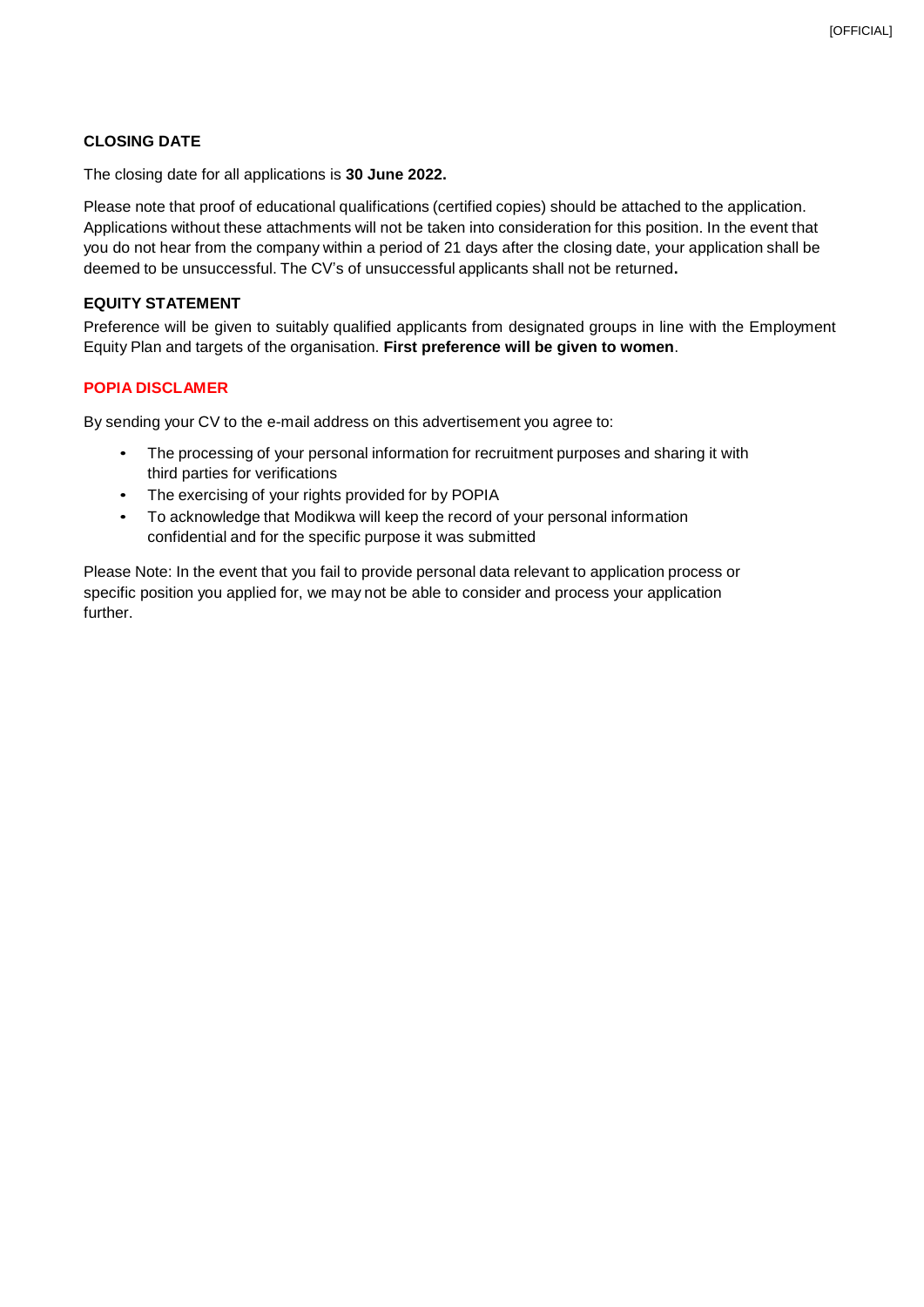**CLOSING DATE**

The closing date for all applications is **30 June 2022.**

Please note that proof of educational qualifications (certified copies) should be attached to the application. Applications without these attachments will not be taken into consideration for this position. In the event that you do not hear from the company within a period of 21 days after the closing date, your application shall be deemed to be unsuccessful. The CV's of unsuccessful applicants shall not be returned**.**

**EQUITY STATEMENT**

Preference will be given to suitably qualified applicants from designated groups in line with the Employment Equity Plan and targets of the organisation. **First preference will be given to women**.

**POPIA DISCLAMER**

By sending your CV to the e-mail address on this advertisement you agree to:

- The processing of your personal information for recruitment purposes and sharing it with third parties for verifications
- The exercising of your rights provided for by POPIA
- To acknowledge that Modikwa will keep the record of your personal information confidential and for the specific purpose it was submitted

Please Note: In the event that you fail to provide personal data relevant to application process or specific position you applied for, we may not be able to consider and process your application further.